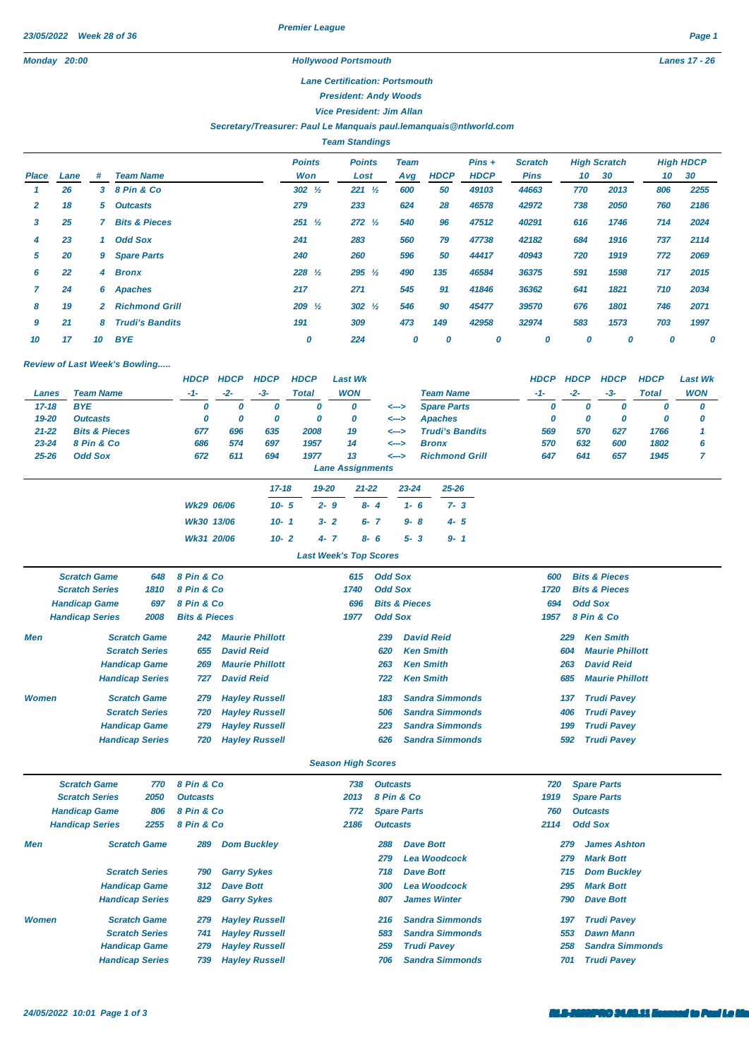23/05/2022 Week 28 of 36

# Premier League

Monday 20:00 — Hollywood Portsmouth — Lanes 17 - 26

Lane Certification: Portsmouth

President: Andy Woods

Vice President: Jim Allan

Secretary/Treasurer: Paul Le Manquais paul.lemanquais@ntlworld.com

## Team Standings

| Place | Lane | # | Team Name | Points Won | Points Lost | Team Avg | HDCP | Pins + HDCP | Scratch Pins | High Scratch 10 | High Scratch 30 | High HDCP 10 | High HDCP 30 |
|---|---|---|---|---|---|---|---|---|---|---|---|---|---|
| 1 | 26 | 3 | 8 Pin & Co | 302 ½ | 221 ½ | 600 | 50 | 49103 | 44663 | 770 | 2013 | 806 | 2255 |
| 2 | 18 | 5 | Outcasts | 279 | 233 | 624 | 28 | 46578 | 42972 | 738 | 2050 | 760 | 2186 |
| 3 | 25 | 7 | Bits & Pieces | 251 ½ | 272 ½ | 540 | 96 | 47512 | 40291 | 616 | 1746 | 714 | 2024 |
| 4 | 23 | 1 | Odd Sox | 241 | 283 | 560 | 79 | 47738 | 42182 | 684 | 1916 | 737 | 2114 |
| 5 | 20 | 9 | Spare Parts | 240 | 260 | 596 | 50 | 44417 | 40943 | 720 | 1919 | 772 | 2069 |
| 6 | 22 | 4 | Bronx | 228 ½ | 295 ½ | 490 | 135 | 46584 | 36375 | 591 | 1598 | 717 | 2015 |
| 7 | 24 | 6 | Apaches | 217 | 271 | 545 | 91 | 41846 | 36362 | 641 | 1821 | 710 | 2034 |
| 8 | 19 | 2 | Richmond Grill | 209 ½ | 302 ½ | 546 | 90 | 45477 | 39570 | 676 | 1801 | 746 | 2071 |
| 9 | 21 | 8 | Trudi's Bandits | 191 | 309 | 473 | 149 | 42958 | 32974 | 583 | 1573 | 703 | 1997 |
| 10 | 17 | 10 | BYE | 0 | 224 | 0 | 0 | 0 | 0 | 0 | 0 | 0 | 0 |

## Review of Last Week's Bowling.....

| Lanes | Team Name | HDCP -1- | HDCP -2- | HDCP -3- | HDCP Total | Last Wk WON | | Team Name | HDCP -1- | HDCP -2- | HDCP -3- | HDCP Total | Last Wk WON |
|---|---|---|---|---|---|---|---|---|---|---|---|---|---|
| 17-18 | BYE | 0 | 0 | 0 | 0 | 0 | <---> | Spare Parts | 0 | 0 | 0 | 0 | 0 |
| 19-20 | Outcasts | 0 | 0 | 0 | 0 | 0 | <---> | Apaches | 0 | 0 | 0 | 0 | 0 |
| 21-22 | Bits & Pieces | 677 | 696 | 635 | 2008 | 19 | <---> | Trudi's Bandits | 569 | 570 | 627 | 1766 | 1 |
| 23-24 | 8 Pin & Co | 686 | 574 | 697 | 1957 | 14 | <---> | Bronx | 570 | 632 | 600 | 1802 | 6 |
| 25-26 | Odd Sox | 672 | 611 | 694 | 1977 | 13 | <---> | Richmond Grill | 647 | 641 | 657 | 1945 | 7 |

## Lane Assignments

| | 17-18 | 19-20 | 21-22 | 23-24 | 25-26 |
|---|---|---|---|---|---|
| Wk29 06/06 | 10- 5 | 2- 9 | 8- 4 | 1- 6 | 7- 3 |
| Wk30 13/06 | 10- 1 | 3- 2 | 6- 7 | 9- 8 | 4- 5 |
| Wk31 20/06 | 10- 2 | 4- 7 | 8- 6 | 5- 3 | 9- 1 |

## Last Week's Top Scores

| | | | | | | | |
|---|---|---|---|---|---|---|---|
| Scratch Game | 648 | 8 Pin & Co | 615 | Odd Sox | 600 | Bits & Pieces |
| Scratch Series | 1810 | 8 Pin & Co | 1740 | Odd Sox | 1720 | Bits & Pieces |
| Handicap Game | 697 | 8 Pin & Co | 696 | Bits & Pieces | 694 | Odd Sox |
| Handicap Series | 2008 | Bits & Pieces | 1977 | Odd Sox | 1957 | 8 Pin & Co |

| | | | | | | | |
|---|---|---|---|---|---|---|---|
| Men | Scratch Game | 242 | Maurie Phillott | 239 | David Reid | 229 | Ken Smith |
| | Scratch Series | 655 | David Reid | 620 | Ken Smith | 604 | Maurie Phillott |
| | Handicap Game | 269 | Maurie Phillott | 263 | Ken Smith | 263 | David Reid |
| | Handicap Series | 727 | David Reid | 722 | Ken Smith | 685 | Maurie Phillott |
| Women | Scratch Game | 279 | Hayley Russell | 183 | Sandra Simmonds | 137 | Trudi Pavey |
| | Scratch Series | 720 | Hayley Russell | 506 | Sandra Simmonds | 406 | Trudi Pavey |
| | Handicap Game | 279 | Hayley Russell | 223 | Sandra Simmonds | 199 | Trudi Pavey |
| | Handicap Series | 720 | Hayley Russell | 626 | Sandra Simmonds | 592 | Trudi Pavey |

## Season High Scores

| | | | | | | |
|---|---|---|---|---|---|---|
| Scratch Game | 770 | 8 Pin & Co | 738 | Outcasts | 720 | Spare Parts |
| Scratch Series | 2050 | Outcasts | 2013 | 8 Pin & Co | 1919 | Spare Parts |
| Handicap Game | 806 | 8 Pin & Co | 772 | Spare Parts | 760 | Outcasts |
| Handicap Series | 2255 | 8 Pin & Co | 2186 | Outcasts | 2114 | Odd Sox |

| | | | | | | | |
|---|---|---|---|---|---|---|---|
| Men | Scratch Game | 289 | Dom Buckley | 288 | Dave Bott | 279 | James Ashton |
| | | | | 279 | Lea Woodcock | 279 | Mark Bott |
| | Scratch Series | 790 | Garry Sykes | 718 | Dave Bott | 715 | Dom Buckley |
| | Handicap Game | 312 | Dave Bott | 300 | Lea Woodcock | 295 | Mark Bott |
| | Handicap Series | 829 | Garry Sykes | 807 | James Winter | 790 | Dave Bott |
| Women | Scratch Game | 279 | Hayley Russell | 216 | Sandra Simmonds | 197 | Trudi Pavey |
| | Scratch Series | 741 | Hayley Russell | 583 | Sandra Simmonds | 553 | Dawn Mann |
| | Handicap Game | 279 | Hayley Russell | 259 | Trudi Pavey | 258 | Sandra Simmonds |
| | Handicap Series | 739 | Hayley Russell | 706 | Sandra Simmonds | 701 | Trudi Pavey |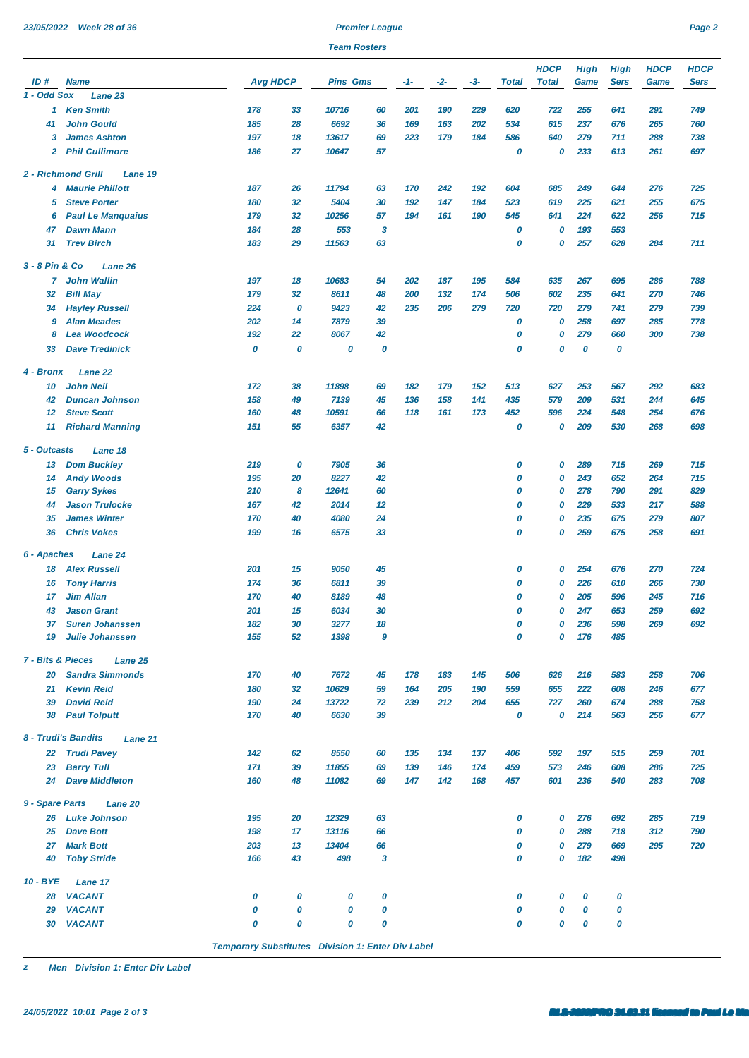**Premier League**

**Team Rosters**

| ID # | Name | Avg | HDCP | Pins | Gms | -1- | -2- | -3- | Total | HDCP Total | High Game | High Sers | HDCP Game | HDCP Sers |
|---|---|---|---|---|---|---|---|---|---|---|---|---|---|---|
| **1 - Odd Sox** | **Lane 23** | | | | | | | | | | | | | |
| 1 | Ken Smith | 178 | 33 | 10716 | 60 | 201 | 190 | 229 | 620 | 722 | 255 | 641 | 291 | 749 |
| 41 | John Gould | 185 | 28 | 6692 | 36 | 169 | 163 | 202 | 534 | 615 | 237 | 676 | 265 | 760 |
| 3 | James Ashton | 197 | 18 | 13617 | 69 | 223 | 179 | 184 | 586 | 640 | 279 | 711 | 288 | 738 |
| 2 | Phil Cullimore | 186 | 27 | 10647 | 57 | | | | 0 | 0 | 233 | 613 | 261 | 697 |
| **2 - Richmond Grill** | **Lane 19** | | | | | | | | | | | | | |
| 4 | Maurie Phillott | 187 | 26 | 11794 | 63 | 170 | 242 | 192 | 604 | 685 | 249 | 644 | 276 | 725 |
| 5 | Steve Porter | 180 | 32 | 5404 | 30 | 192 | 147 | 184 | 523 | 619 | 225 | 621 | 255 | 675 |
| 6 | Paul Le Manquaius | 179 | 32 | 10256 | 57 | 194 | 161 | 190 | 545 | 641 | 224 | 622 | 256 | 715 |
| 47 | Dawn Mann | 184 | 28 | 553 | 3 | | | | 0 | 0 | 193 | 553 | | |
| 31 | Trev Birch | 183 | 29 | 11563 | 63 | | | | 0 | 0 | 257 | 628 | 284 | 711 |
| **3 - 8 Pin & Co** | **Lane 26** | | | | | | | | | | | | | |
| 7 | John Wallin | 197 | 18 | 10683 | 54 | 202 | 187 | 195 | 584 | 635 | 267 | 695 | 286 | 788 |
| 32 | Bill May | 179 | 32 | 8611 | 48 | 200 | 132 | 174 | 506 | 602 | 235 | 641 | 270 | 746 |
| 34 | Hayley Russell | 224 | 0 | 9423 | 42 | 235 | 206 | 279 | 720 | 720 | 279 | 741 | 279 | 739 |
| 9 | Alan Meades | 202 | 14 | 7879 | 39 | | | | 0 | 0 | 258 | 697 | 285 | 778 |
| 8 | Lea Woodcock | 192 | 22 | 8067 | 42 | | | | 0 | 0 | 279 | 660 | 300 | 738 |
| 33 | Dave Tredinick | 0 | 0 | 0 | 0 | | | | 0 | 0 | 0 | 0 | | |
| **4 - Bronx** | **Lane 22** | | | | | | | | | | | | | |
| 10 | John Neil | 172 | 38 | 11898 | 69 | 182 | 179 | 152 | 513 | 627 | 253 | 567 | 292 | 683 |
| 42 | Duncan Johnson | 158 | 49 | 7139 | 45 | 136 | 158 | 141 | 435 | 579 | 209 | 531 | 244 | 645 |
| 12 | Steve Scott | 160 | 48 | 10591 | 66 | 118 | 161 | 173 | 452 | 596 | 224 | 548 | 254 | 676 |
| 11 | Richard Manning | 151 | 55 | 6357 | 42 | | | | 0 | 0 | 209 | 530 | 268 | 698 |
| **5 - Outcasts** | **Lane 18** | | | | | | | | | | | | | |
| 13 | Dom Buckley | 219 | 0 | 7905 | 36 | | | | 0 | 0 | 289 | 715 | 269 | 715 |
| 14 | Andy Woods | 195 | 20 | 8227 | 42 | | | | 0 | 0 | 243 | 652 | 264 | 715 |
| 15 | Garry Sykes | 210 | 8 | 12641 | 60 | | | | 0 | 0 | 278 | 790 | 291 | 829 |
| 44 | Jason Trulocke | 167 | 42 | 2014 | 12 | | | | 0 | 0 | 229 | 533 | 217 | 588 |
| 35 | James Winter | 170 | 40 | 4080 | 24 | | | | 0 | 0 | 235 | 675 | 279 | 807 |
| 36 | Chris Vokes | 199 | 16 | 6575 | 33 | | | | 0 | 0 | 259 | 675 | 258 | 691 |
| **6 - Apaches** | **Lane 24** | | | | | | | | | | | | | |
| 18 | Alex Russell | 201 | 15 | 9050 | 45 | | | | 0 | 0 | 254 | 676 | 270 | 724 |
| 16 | Tony Harris | 174 | 36 | 6811 | 39 | | | | 0 | 0 | 226 | 610 | 266 | 730 |
| 17 | Jim Allan | 170 | 40 | 8189 | 48 | | | | 0 | 0 | 205 | 596 | 245 | 716 |
| 43 | Jason Grant | 201 | 15 | 6034 | 30 | | | | 0 | 0 | 247 | 653 | 259 | 692 |
| 37 | Suren Johanssen | 182 | 30 | 3277 | 18 | | | | 0 | 0 | 236 | 598 | 269 | 692 |
| 19 | Julie Johanssen | 155 | 52 | 1398 | 9 | | | | 0 | 0 | 176 | 485 | | |
| **7 - Bits & Pieces** | **Lane 25** | | | | | | | | | | | | | |
| 20 | Sandra Simmonds | 170 | 40 | 7672 | 45 | 178 | 183 | 145 | 506 | 626 | 216 | 583 | 258 | 706 |
| 21 | Kevin Reid | 180 | 32 | 10629 | 59 | 164 | 205 | 190 | 559 | 655 | 222 | 608 | 246 | 677 |
| 39 | David Reid | 190 | 24 | 13722 | 72 | 239 | 212 | 204 | 655 | 727 | 260 | 674 | 288 | 758 |
| 38 | Paul Tolputt | 170 | 40 | 6630 | 39 | | | | 0 | 0 | 214 | 563 | 256 | 677 |
| **8 - Trudi's Bandits** | **Lane 21** | | | | | | | | | | | | | |
| 22 | Trudi Pavey | 142 | 62 | 8550 | 60 | 135 | 134 | 137 | 406 | 592 | 197 | 515 | 259 | 701 |
| 23 | Barry Tull | 171 | 39 | 11855 | 69 | 139 | 146 | 174 | 459 | 573 | 246 | 608 | 286 | 725 |
| 24 | Dave Middleton | 160 | 48 | 11082 | 69 | 147 | 142 | 168 | 457 | 601 | 236 | 540 | 283 | 708 |
| **9 - Spare Parts** | **Lane 20** | | | | | | | | | | | | | |
| 26 | Luke Johnson | 195 | 20 | 12329 | 63 | | | | 0 | 0 | 276 | 692 | 285 | 719 |
| 25 | Dave Bott | 198 | 17 | 13116 | 66 | | | | 0 | 0 | 288 | 718 | 312 | 790 |
| 27 | Mark Bott | 203 | 13 | 13404 | 66 | | | | 0 | 0 | 279 | 669 | 295 | 720 |
| 40 | Toby Stride | 166 | 43 | 498 | 3 | | | | 0 | 0 | 182 | 498 | | |
| **10 - BYE** | **Lane 17** | | | | | | | | | | | | | |
| 28 | VACANT | 0 | 0 | 0 | 0 | | | | 0 | 0 | 0 | 0 | | |
| 29 | VACANT | 0 | 0 | 0 | 0 | | | | 0 | 0 | 0 | 0 | | |
| 30 | VACANT | 0 | 0 | 0 | 0 | | | | 0 | 0 | 0 | 0 | | |

**Temporary Substitutes   Division 1: Enter Div Label**

**z   Men   Division 1: Enter Div Label**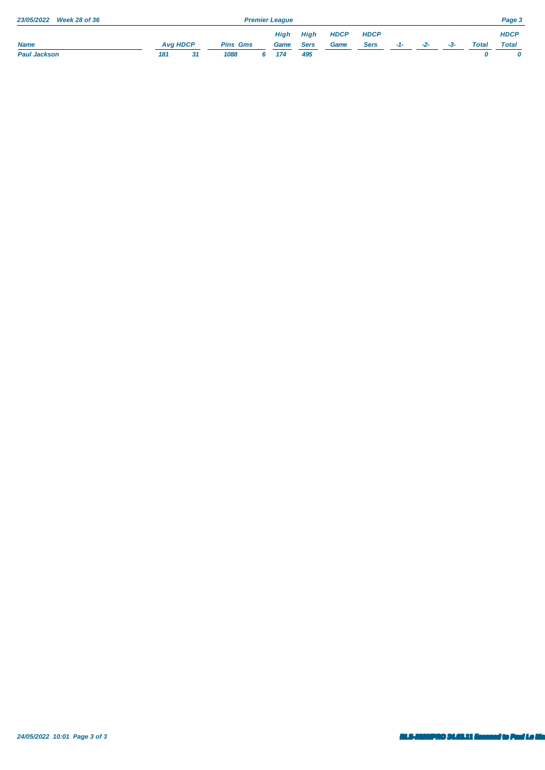| Name | Avg | HDCP | Pins | Gms | High Game | High Sers | HDCP Game | HDCP Sers | -1- | -2- | -3- | Total | HDCP Total |
|---|---|---|---|---|---|---|---|---|---|---|---|---|---|
| Paul Jackson | 181 | 31 | 1088 | 6 | 174 | 495 | | | | | | 0 | 0 |